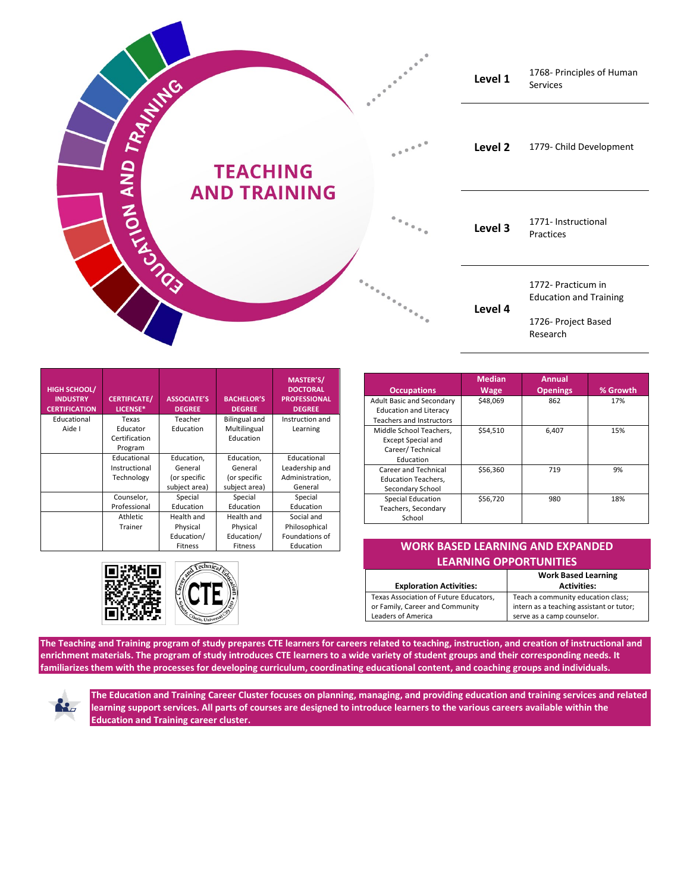# TEACHING AND TRAINING

EDUCATION AND TRAINING

| Level | Courses |
|---|---|
| **Level 1** | 1768- Principles of Human Services |
| **Level 2** | 1779- Child Development |
| **Level 3** | 1771- Instructional Practices |
| **Level 4** | 1772- Practicum in Education and Training<br>1726- Project Based Research |

| HIGH SCHOOL/ INDUSTRY CERTIFICATION | CERTIFICATE/ LICENSE* | ASSOCIATE'S DEGREE | BACHELOR'S DEGREE | MASTER'S/ DOCTORAL PROFESSIONAL DEGREE |
|---|---|---|---|---|
| Educational Aide I | Texas Educator Certification Program | Teacher Education | Bilingual and Multilingual Education | Instruction and Learning |
| | Educational Instructional Technology | Education, General (or specific subject area) | Education, General (or specific subject area) | Educational Leadership and Administration, General |
| | Counselor, Professional | Special Education | Special Education | Special Education |
| | Athletic Trainer | Health and Physical Education/ Fitness | Health and Physical Education/ Fitness | Social and Philosophical Foundations of Education |

| Occupations | Median Wage | Annual Openings | % Growth |
|---|---|---|---|
| Adult Basic and Secondary Education and Literacy Teachers and Instructors | $48,069 | 862 | 17% |
| Middle School Teachers, Except Special and Career/ Technical Education | $54,510 | 6,407 | 15% |
| Career and Technical Education Teachers, Secondary School | $56,360 | 719 | 9% |
| Special Education Teachers, Secondary School | $56,720 | 980 | 18% |

## WORK BASED LEARNING AND EXPANDED LEARNING OPPORTUNITIES

| Exploration Activities: | Work Based Learning Activities: |
|---|---|
| Texas Association of Future Educators, or Family, Career and Community Leaders of America | Teach a community education class; intern as a teaching assistant or tutor; serve as a camp counselor. |

**The Teaching and Training program of study prepares CTE learners for careers related to teaching, instruction, and creation of instructional and enrichment materials. The program of study introduces CTE learners to a wide variety of student groups and their corresponding needs. It familiarizes them with the processes for developing curriculum, coordinating educational content, and coaching groups and individuals.**

**The Education and Training Career Cluster focuses on planning, managing, and providing education and training services and related learning support services. All parts of courses are designed to introduce learners to the various careers available within the Education and Training career cluster.**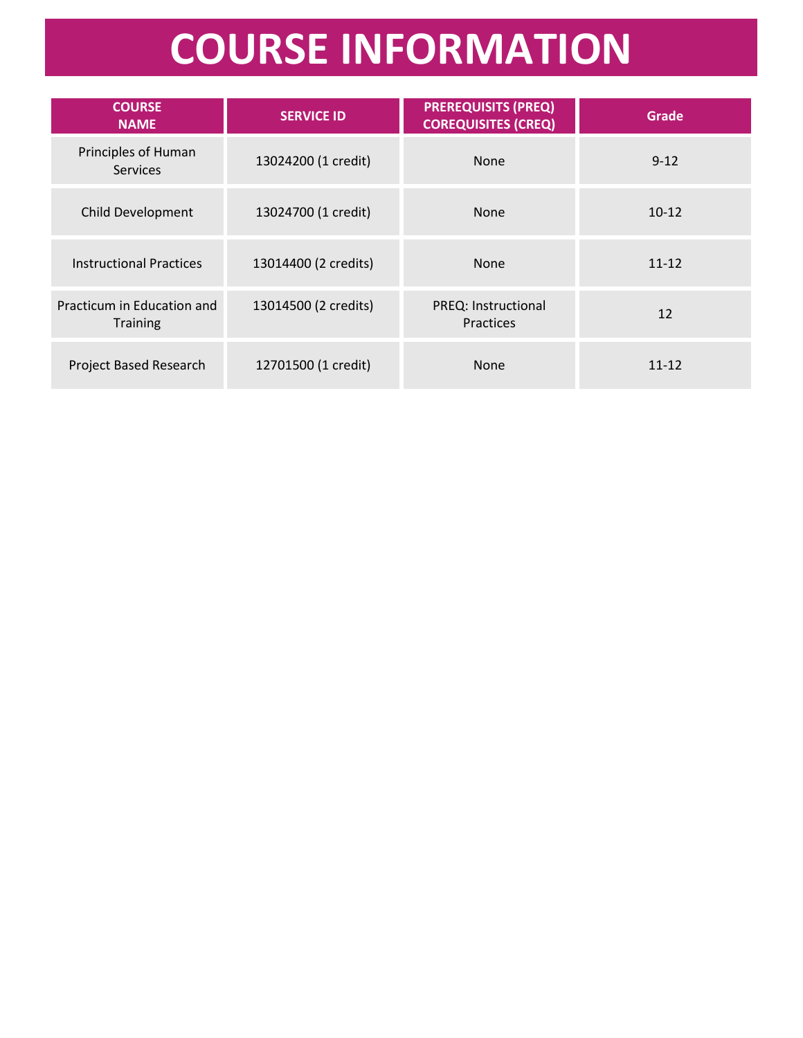# COURSE INFORMATION

| COURSE NAME | SERVICE ID | PREREQUISITS (PREQ) COREQUISITES (CREQ) | Grade |
|---|---|---|---|
| Principles of Human Services | 13024200 (1 credit) | None | 9-12 |
| Child Development | 13024700 (1 credit) | None | 10-12 |
| Instructional Practices | 13014400 (2 credits) | None | 11-12 |
| Practicum in Education and Training | 13014500 (2 credits) | PREQ: Instructional Practices | 12 |
| Project Based Research | 12701500 (1 credit) | None | 11-12 |